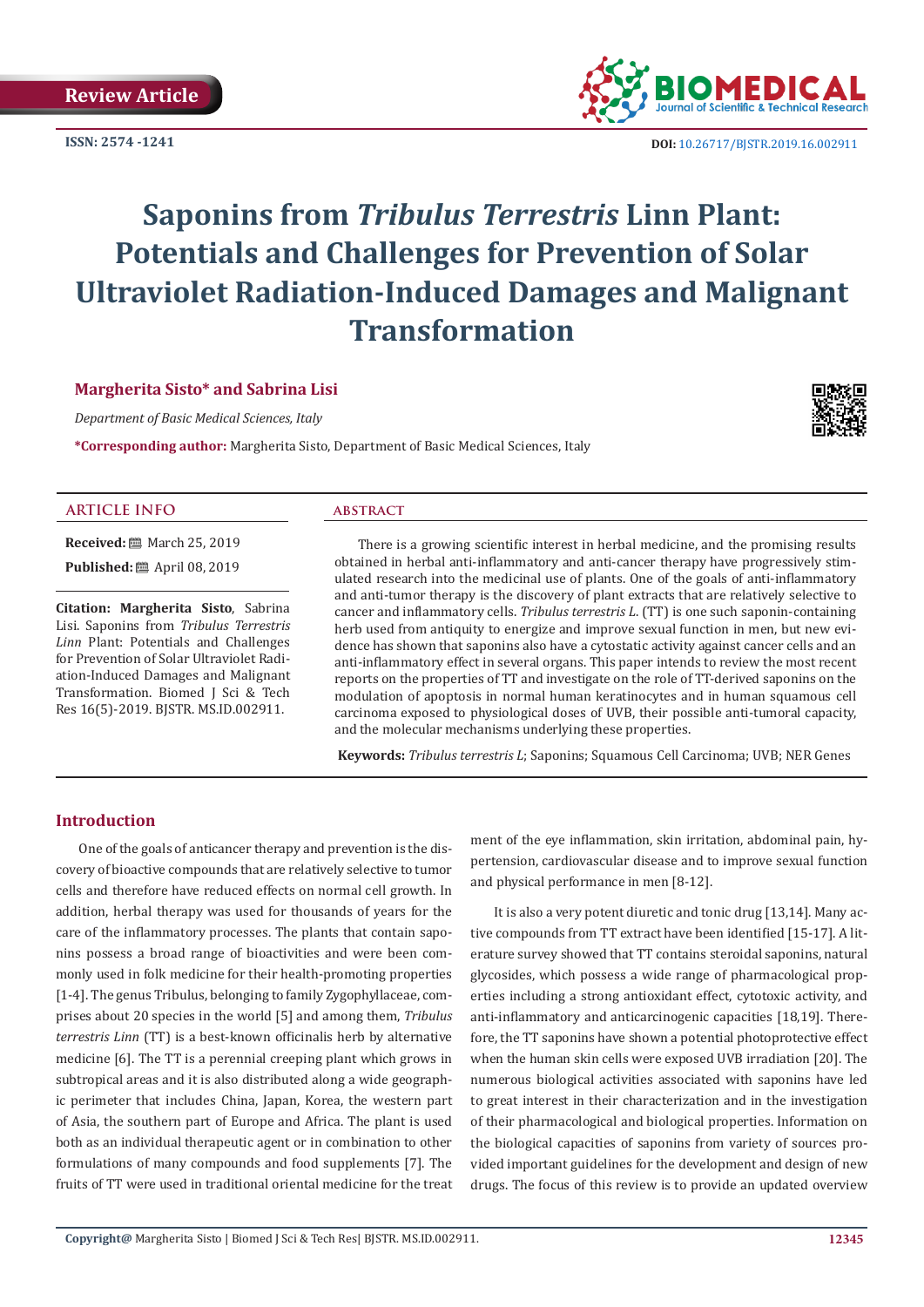Review Article

ISSN: 2574 -1241

DOI: 10.26717/BJSTR.2019.16.002911

# Saponins from *Tribulus Terrestris* Linn Plant: Potentials and Challenges for Prevention of Solar Ultraviolet Radiation-Induced Damages and Malignant Transformation

**Margherita Sisto* and Sabrina Lisi**

*Department of Basic Medical Sciences, Italy*

***Corresponding author:** Margherita Sisto, Department of Basic Medical Sciences, Italy

## ARTICLE INFO

**Received:** March 25, 2019

**Published:** April 08, 2019

**Citation: Margherita Sisto**, Sabrina Lisi. Saponins from *Tribulus Terrestris Linn* Plant: Potentials and Challenges for Prevention of Solar Ultraviolet Radiation-Induced Damages and Malignant Transformation. Biomed J Sci & Tech Res 16(5)-2019. BJSTR. MS.ID.002911.

## ABSTRACT

There is a growing scientific interest in herbal medicine, and the promising results obtained in herbal anti-inflammatory and anti-cancer therapy have progressively stimulated research into the medicinal use of plants. One of the goals of anti-inflammatory and anti-tumor therapy is the discovery of plant extracts that are relatively selective to cancer and inflammatory cells. *Tribulus terrestris L.* (TT) is one such saponin-containing herb used from antiquity to energize and improve sexual function in men, but new evidence has shown that saponins also have a cytostatic activity against cancer cells and an anti-inflammatory effect in several organs. This paper intends to review the most recent reports on the properties of TT and investigate on the role of TT-derived saponins on the modulation of apoptosis in normal human keratinocytes and in human squamous cell carcinoma exposed to physiological doses of UVB, their possible anti-tumoral capacity, and the molecular mechanisms underlying these properties.

**Keywords:** *Tribulus terrestris L*; Saponins; Squamous Cell Carcinoma; UVB; NER Genes

## Introduction

One of the goals of anticancer therapy and prevention is the discovery of bioactive compounds that are relatively selective to tumor cells and therefore have reduced effects on normal cell growth. In addition, herbal therapy was used for thousands of years for the care of the inflammatory processes. The plants that contain saponins possess a broad range of bioactivities and were been commonly used in folk medicine for their health-promoting properties [1-4]. The genus Tribulus, belonging to family Zygophyllaceae, comprises about 20 species in the world [5] and among them, *Tribulus terrestris Linn* (TT) is a best-known officinalis herb by alternative medicine [6]. The TT is a perennial creeping plant which grows in subtropical areas and it is also distributed along a wide geographic perimeter that includes China, Japan, Korea, the western part of Asia, the southern part of Europe and Africa. The plant is used both as an individual therapeutic agent or in combination to other formulations of many compounds and food supplements [7]. The fruits of TT were used in traditional oriental medicine for the treatment of the eye inflammation, skin irritation, abdominal pain, hypertension, cardiovascular disease and to improve sexual function and physical performance in men [8-12].

It is also a very potent diuretic and tonic drug [13,14]. Many active compounds from TT extract have been identified [15-17]. A literature survey showed that TT contains steroidal saponins, natural glycosides, which possess a wide range of pharmacological properties including a strong antioxidant effect, cytotoxic activity, and anti-inflammatory and anticarcinogenic capacities [18,19]. Therefore, the TT saponins have shown a potential photoprotective effect when the human skin cells were exposed UVB irradiation [20]. The numerous biological activities associated with saponins have led to great interest in their characterization and in the investigation of their pharmacological and biological properties. Information on the biological capacities of saponins from variety of sources provided important guidelines for the development and design of new drugs. The focus of this review is to provide an updated overview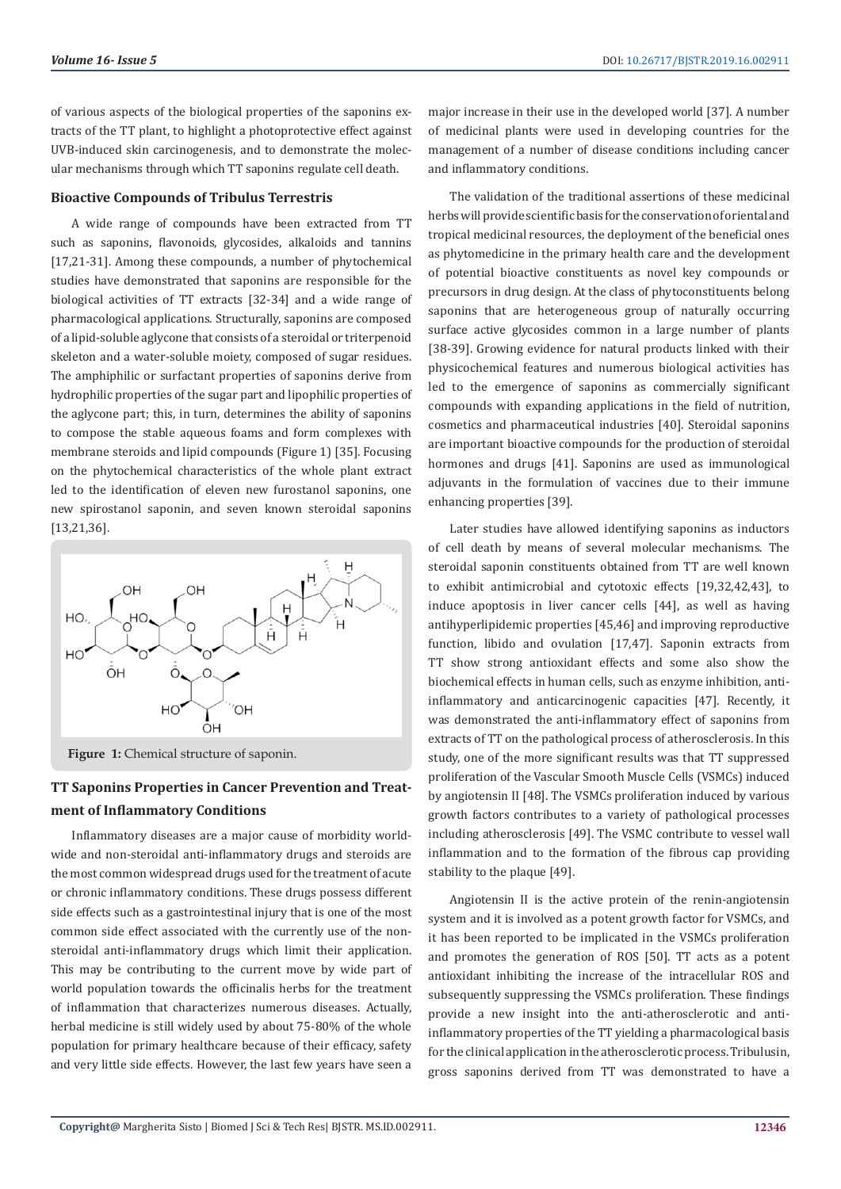of various aspects of the biological properties of the saponins extracts of the TT plant, to highlight a photoprotective effect against UVB-induced skin carcinogenesis, and to demonstrate the molecular mechanisms through which TT saponins regulate cell death.

## Bioactive Compounds of Tribulus Terrestris

A wide range of compounds have been extracted from TT such as saponins, flavonoids, glycosides, alkaloids and tannins [17,21-31]. Among these compounds, a number of phytochemical studies have demonstrated that saponins are responsible for the biological activities of TT extracts [32-34] and a wide range of pharmacological applications. Structurally, saponins are composed of a lipid-soluble aglycone that consists of a steroidal or triterpenoid skeleton and a water-soluble moiety, composed of sugar residues. The amphiphilic or surfactant properties of saponins derive from hydrophilic properties of the sugar part and lipophilic properties of the aglycone part; this, in turn, determines the ability of saponins to compose the stable aqueous foams and form complexes with membrane steroids and lipid compounds (Figure 1) [35]. Focusing on the phytochemical characteristics of the whole plant extract led to the identification of eleven new furostanol saponins, one new spirostanol saponin, and seven known steroidal saponins [13,21,36].

**Figure 1:** Chemical structure of saponin.

## TT Saponins Properties in Cancer Prevention and Treatment of Inflammatory Conditions

Inflammatory diseases are a major cause of morbidity worldwide and non-steroidal anti-inflammatory drugs and steroids are the most common widespread drugs used for the treatment of acute or chronic inflammatory conditions. These drugs possess different side effects such as a gastrointestinal injury that is one of the most common side effect associated with the currently use of the non-steroidal anti-inflammatory drugs which limit their application. This may be contributing to the current move by wide part of world population towards the officinalis herbs for the treatment of inflammation that characterizes numerous diseases. Actually, herbal medicine is still widely used by about 75-80% of the whole population for primary healthcare because of their efficacy, safety and very little side effects. However, the last few years have seen a major increase in their use in the developed world [37]. A number of medicinal plants were used in developing countries for the management of a number of disease conditions including cancer and inflammatory conditions.

The validation of the traditional assertions of these medicinal herbs will provide scientific basis for the conservation of oriental and tropical medicinal resources, the deployment of the beneficial ones as phytomedicine in the primary health care and the development of potential bioactive constituents as novel key compounds or precursors in drug design. At the class of phytoconstituents belong saponins that are heterogeneous group of naturally occurring surface active glycosides common in a large number of plants [38-39]. Growing evidence for natural products linked with their physicochemical features and numerous biological activities has led to the emergence of saponins as commercially significant compounds with expanding applications in the field of nutrition, cosmetics and pharmaceutical industries [40]. Steroidal saponins are important bioactive compounds for the production of steroidal hormones and drugs [41]. Saponins are used as immunological adjuvants in the formulation of vaccines due to their immune enhancing properties [39].

Later studies have allowed identifying saponins as inductors of cell death by means of several molecular mechanisms. The steroidal saponin constituents obtained from TT are well known to exhibit antimicrobial and cytotoxic effects [19,32,42,43], to induce apoptosis in liver cancer cells [44], as well as having antihyperlipidemic properties [45,46] and improving reproductive function, libido and ovulation [17,47]. Saponin extracts from TT show strong antioxidant effects and some also show the biochemical effects in human cells, such as enzyme inhibition, anti-inflammatory and anticarcinogenic capacities [47]. Recently, it was demonstrated the anti-inflammatory effect of saponins from extracts of TT on the pathological process of atherosclerosis. In this study, one of the more significant results was that TT suppressed proliferation of the Vascular Smooth Muscle Cells (VSMCs) induced by angiotensin II [48]. The VSMCs proliferation induced by various growth factors contributes to a variety of pathological processes including atherosclerosis [49]. The VSMC contribute to vessel wall inflammation and to the formation of the fibrous cap providing stability to the plaque [49].

Angiotensin II is the active protein of the renin-angiotensin system and it is involved as a potent growth factor for VSMCs, and it has been reported to be implicated in the VSMCs proliferation and promotes the generation of ROS [50]. TT acts as a potent antioxidant inhibiting the increase of the intracellular ROS and subsequently suppressing the VSMCs proliferation. These findings provide a new insight into the anti-atherosclerotic and anti-inflammatory properties of the TT yielding a pharmacological basis for the clinical application in the atherosclerotic process. Tribulusin, gross saponins derived from TT was demonstrated to have a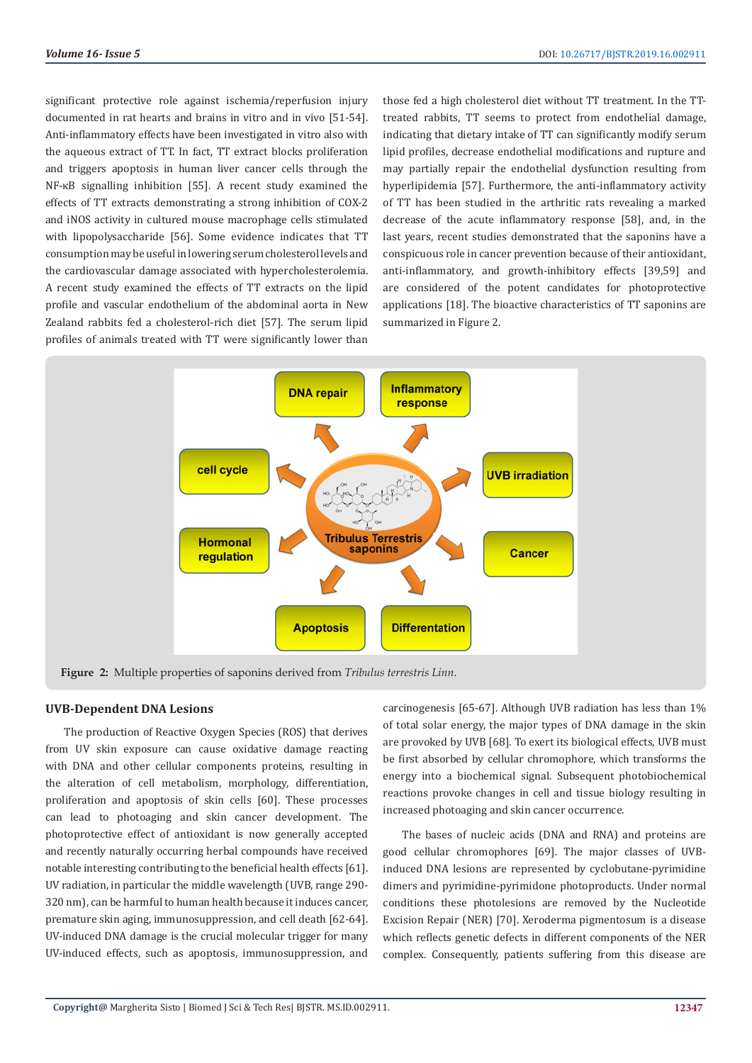significant protective role against ischemia/reperfusion injury documented in rat hearts and brains in vitro and in vivo [51-54]. Anti-inflammatory effects have been investigated in vitro also with the aqueous extract of TT. In fact, TT extract blocks proliferation and triggers apoptosis in human liver cancer cells through the NF-κB signalling inhibition [55]. A recent study examined the effects of TT extracts demonstrating a strong inhibition of COX-2 and iNOS activity in cultured mouse macrophage cells stimulated with lipopolysaccharide [56]. Some evidence indicates that TT consumption may be useful in lowering serum cholesterol levels and the cardiovascular damage associated with hypercholesterolemia. A recent study examined the effects of TT extracts on the lipid profile and vascular endothelium of the abdominal aorta in New Zealand rabbits fed a cholesterol-rich diet [57]. The serum lipid profiles of animals treated with TT were significantly lower than those fed a high cholesterol diet without TT treatment. In the TT-treated rabbits, TT seems to protect from endothelial damage, indicating that dietary intake of TT can significantly modify serum lipid profiles, decrease endothelial modifications and rupture and may partially repair the endothelial dysfunction resulting from hyperlipidemia [57]. Furthermore, the anti-inflammatory activity of TT has been studied in the arthritic rats revealing a marked decrease of the acute inflammatory response [58], and, in the last years, recent studies demonstrated that the saponins have a conspicuous role in cancer prevention because of their antioxidant, anti-inflammatory, and growth-inhibitory effects [39,59] and are considered of the potent candidates for photoprotective applications [18]. The bioactive characteristics of TT saponins are summarized in Figure 2.

**Figure 2:** Multiple properties of saponins derived from *Tribulus terrestris Linn*.

## UVB-Dependent DNA Lesions

The production of Reactive Oxygen Species (ROS) that derives from UV skin exposure can cause oxidative damage reacting with DNA and other cellular components proteins, resulting in the alteration of cell metabolism, morphology, differentiation, proliferation and apoptosis of skin cells [60]. These processes can lead to photoaging and skin cancer development. The photoprotective effect of antioxidant is now generally accepted and recently naturally occurring herbal compounds have received notable interesting contributing to the beneficial health effects [61]. UV radiation, in particular the middle wavelength (UVB, range 290-320 nm), can be harmful to human health because it induces cancer, premature skin aging, immunosuppression, and cell death [62-64]. UV-induced DNA damage is the crucial molecular trigger for many UV-induced effects, such as apoptosis, immunosuppression, and carcinogenesis [65-67]. Although UVB radiation has less than 1% of total solar energy, the major types of DNA damage in the skin are provoked by UVB [68]. To exert its biological effects, UVB must be first absorbed by cellular chromophore, which transforms the energy into a biochemical signal. Subsequent photobiochemical reactions provoke changes in cell and tissue biology resulting in increased photoaging and skin cancer occurrence.

The bases of nucleic acids (DNA and RNA) and proteins are good cellular chromophores [69]. The major classes of UVB-induced DNA lesions are represented by cyclobutane-pyrimidine dimers and pyrimidine-pyrimidone photoproducts. Under normal conditions these photolesions are removed by the Nucleotide Excision Repair (NER) [70]. Xeroderma pigmentosum is a disease which reflects genetic defects in different components of the NER complex. Consequently, patients suffering from this disease are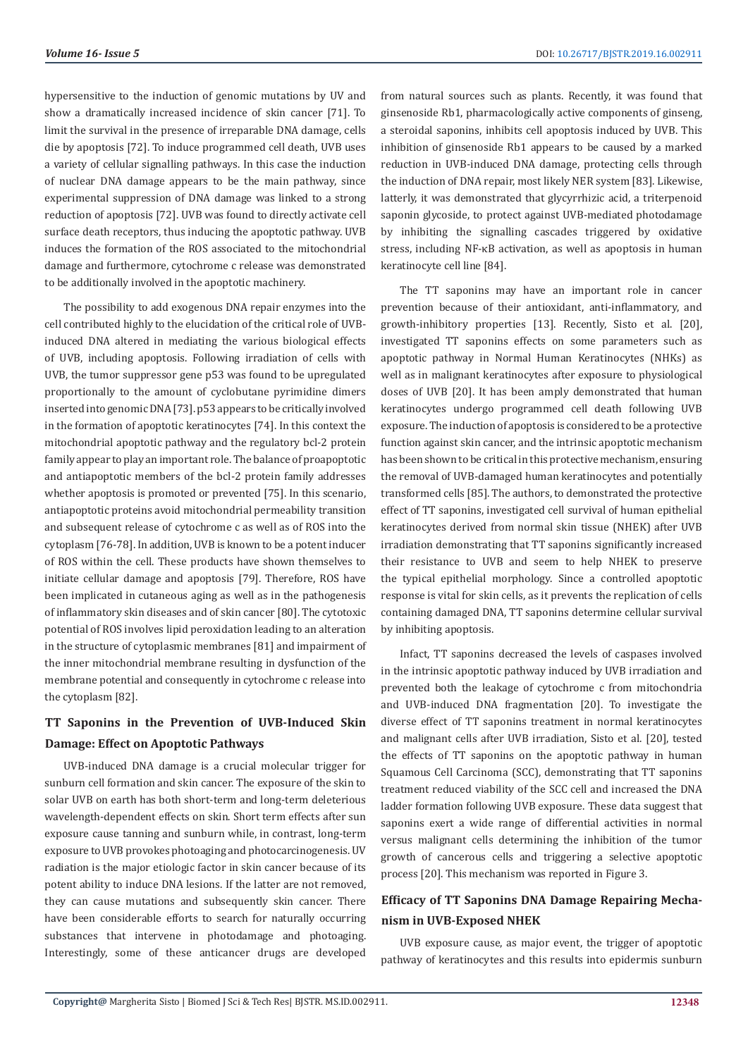hypersensitive to the induction of genomic mutations by UV and show a dramatically increased incidence of skin cancer [71]. To limit the survival in the presence of irreparable DNA damage, cells die by apoptosis [72]. To induce programmed cell death, UVB uses a variety of cellular signalling pathways. In this case the induction of nuclear DNA damage appears to be the main pathway, since experimental suppression of DNA damage was linked to a strong reduction of apoptosis [72]. UVB was found to directly activate cell surface death receptors, thus inducing the apoptotic pathway. UVB induces the formation of the ROS associated to the mitochondrial damage and furthermore, cytochrome c release was demonstrated to be additionally involved in the apoptotic machinery.

The possibility to add exogenous DNA repair enzymes into the cell contributed highly to the elucidation of the critical role of UVB-induced DNA altered in mediating the various biological effects of UVB, including apoptosis. Following irradiation of cells with UVB, the tumor suppressor gene p53 was found to be upregulated proportionally to the amount of cyclobutane pyrimidine dimers inserted into genomic DNA [73]. p53 appears to be critically involved in the formation of apoptotic keratinocytes [74]. In this context the mitochondrial apoptotic pathway and the regulatory bcl-2 protein family appear to play an important role. The balance of proapoptotic and antiapoptotic members of the bcl-2 protein family addresses whether apoptosis is promoted or prevented [75]. In this scenario, antiapoptotic proteins avoid mitochondrial permeability transition and subsequent release of cytochrome c as well as of ROS into the cytoplasm [76-78]. In addition, UVB is known to be a potent inducer of ROS within the cell. These products have shown themselves to initiate cellular damage and apoptosis [79]. Therefore, ROS have been implicated in cutaneous aging as well as in the pathogenesis of inflammatory skin diseases and of skin cancer [80]. The cytotoxic potential of ROS involves lipid peroxidation leading to an alteration in the structure of cytoplasmic membranes [81] and impairment of the inner mitochondrial membrane resulting in dysfunction of the membrane potential and consequently in cytochrome c release into the cytoplasm [82].

## TT Saponins in the Prevention of UVB-Induced Skin Damage: Effect on Apoptotic Pathways

UVB-induced DNA damage is a crucial molecular trigger for sunburn cell formation and skin cancer. The exposure of the skin to solar UVB on earth has both short-term and long-term deleterious wavelength-dependent effects on skin. Short term effects after sun exposure cause tanning and sunburn while, in contrast, long-term exposure to UVB provokes photoaging and photocarcinogenesis. UV radiation is the major etiologic factor in skin cancer because of its potent ability to induce DNA lesions. If the latter are not removed, they can cause mutations and subsequently skin cancer. There have been considerable efforts to search for naturally occurring substances that intervene in photodamage and photoaging. Interestingly, some of these anticancer drugs are developed from natural sources such as plants. Recently, it was found that ginsenoside Rb1, pharmacologically active components of ginseng, a steroidal saponins, inhibits cell apoptosis induced by UVB. This inhibition of ginsenoside Rb1 appears to be caused by a marked reduction in UVB-induced DNA damage, protecting cells through the induction of DNA repair, most likely NER system [83]. Likewise, latterly, it was demonstrated that glycyrrhizic acid, a triterpenoid saponin glycoside, to protect against UVB-mediated photodamage by inhibiting the signalling cascades triggered by oxidative stress, including NF-κB activation, as well as apoptosis in human keratinocyte cell line [84].

The TT saponins may have an important role in cancer prevention because of their antioxidant, anti-inflammatory, and growth-inhibitory properties [13]. Recently, Sisto et al. [20], investigated TT saponins effects on some parameters such as apoptotic pathway in Normal Human Keratinocytes (NHKs) as well as in malignant keratinocytes after exposure to physiological doses of UVB [20]. It has been amply demonstrated that human keratinocytes undergo programmed cell death following UVB exposure. The induction of apoptosis is considered to be a protective function against skin cancer, and the intrinsic apoptotic mechanism has been shown to be critical in this protective mechanism, ensuring the removal of UVB-damaged human keratinocytes and potentially transformed cells [85]. The authors, to demonstrated the protective effect of TT saponins, investigated cell survival of human epithelial keratinocytes derived from normal skin tissue (NHEK) after UVB irradiation demonstrating that TT saponins significantly increased their resistance to UVB and seem to help NHEK to preserve the typical epithelial morphology. Since a controlled apoptotic response is vital for skin cells, as it prevents the replication of cells containing damaged DNA, TT saponins determine cellular survival by inhibiting apoptosis.

Infact, TT saponins decreased the levels of caspases involved in the intrinsic apoptotic pathway induced by UVB irradiation and prevented both the leakage of cytochrome c from mitochondria and UVB-induced DNA fragmentation [20]. To investigate the diverse effect of TT saponins treatment in normal keratinocytes and malignant cells after UVB irradiation, Sisto et al. [20], tested the effects of TT saponins on the apoptotic pathway in human Squamous Cell Carcinoma (SCC), demonstrating that TT saponins treatment reduced viability of the SCC cell and increased the DNA ladder formation following UVB exposure. These data suggest that saponins exert a wide range of differential activities in normal versus malignant cells determining the inhibition of the tumor growth of cancerous cells and triggering a selective apoptotic process [20]. This mechanism was reported in Figure 3.

## Efficacy of TT Saponins DNA Damage Repairing Mechanism in UVB-Exposed NHEK

UVB exposure cause, as major event, the trigger of apoptotic pathway of keratinocytes and this results into epidermis sunburn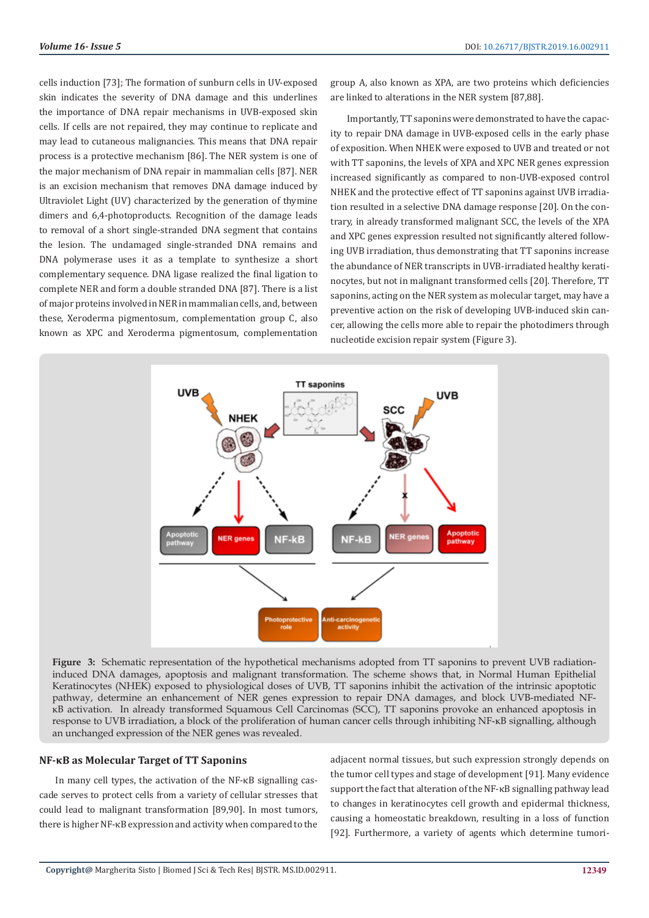cells induction [73]; The formation of sunburn cells in UV-exposed skin indicates the severity of DNA damage and this underlines the importance of DNA repair mechanisms in UVB-exposed skin cells. If cells are not repaired, they may continue to replicate and may lead to cutaneous malignancies. This means that DNA repair process is a protective mechanism [86]. The NER system is one of the major mechanism of DNA repair in mammalian cells [87]. NER is an excision mechanism that removes DNA damage induced by Ultraviolet Light (UV) characterized by the generation of thymine dimers and 6,4-photoproducts. Recognition of the damage leads to removal of a short single-stranded DNA segment that contains the lesion. The undamaged single-stranded DNA remains and DNA polymerase uses it as a template to synthesize a short complementary sequence. DNA ligase realized the final ligation to complete NER and form a double stranded DNA [87]. There is a list of major proteins involved in NER in mammalian cells, and, between these, Xeroderma pigmentosum, complementation group C, also known as XPC and Xeroderma pigmentosum, complementation group A, also known as XPA, are two proteins which deficiencies are linked to alterations in the NER system [87,88].

Importantly, TT saponins were demonstrated to have the capacity to repair DNA damage in UVB-exposed cells in the early phase of exposition. When NHEK were exposed to UVB and treated or not with TT saponins, the levels of XPA and XPC NER genes expression increased significantly as compared to non-UVB-exposed control NHEK and the protective effect of TT saponins against UVB irradiation resulted in a selective DNA damage response [20]. On the contrary, in already transformed malignant SCC, the levels of the XPA and XPC genes expression resulted not significantly altered following UVB irradiation, thus demonstrating that TT saponins increase the abundance of NER transcripts in UVB-irradiated healthy keratinocytes, but not in malignant transformed cells [20]. Therefore, TT saponins, acting on the NER system as molecular target, may have a preventive action on the risk of developing UVB-induced skin cancer, allowing the cells more able to repair the photodimers through nucleotide excision repair system (Figure 3).

**Figure 3:** Schematic representation of the hypothetical mechanisms adopted from TT saponins to prevent UVB radiation-induced DNA damages, apoptosis and malignant transformation. The scheme shows that, in Normal Human Epithelial Keratinocytes (NHEK) exposed to physiological doses of UVB, TT saponins inhibit the activation of the intrinsic apoptotic pathway, determine an enhancement of NER genes expression to repair DNA damages, and block UVB-mediated NF-κB activation. In already transformed Squamous Cell Carcinomas (SCC), TT saponins provoke an enhanced apoptosis in response to UVB irradiation, a block of the proliferation of human cancer cells through inhibiting NF-κB signalling, although an unchanged expression of the NER genes was revealed.

## NF-κB as Molecular Target of TT Saponins

In many cell types, the activation of the NF-κB signalling cascade serves to protect cells from a variety of cellular stresses that could lead to malignant transformation [89,90]. In most tumors, there is higher NF-κB expression and activity when compared to the adjacent normal tissues, but such expression strongly depends on the tumor cell types and stage of development [91]. Many evidence support the fact that, alteration of the NF-κB signalling pathway lead to changes in keratinocytes cell growth and epidermal thickness, causing a homeostatic breakdown, resulting in a loss of function [92]. Furthermore, a variety of agents which determine tumori-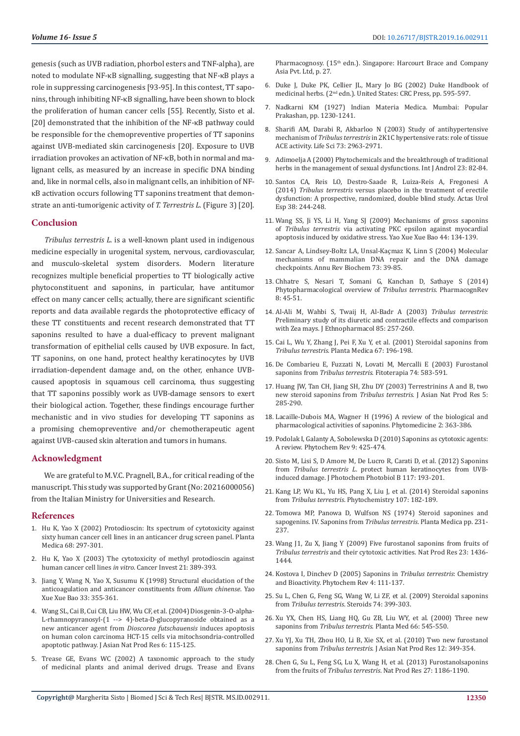genesis (such as UVB radiation, phorbol esters and TNF-alpha), are noted to modulate NF-κB signalling, suggesting that NF-κB plays a role in suppressing carcinogenesis [93-95]. In this contest, TT saponins, through inhibiting NF-κB signalling, have been shown to block the proliferation of human cancer cells [55]. Recently, Sisto et al. [20] demonstrated that the inhibition of the NF-κB pathway could be responsible for the chemopreventive properties of TT saponins against UVB-mediated skin carcinogenesis [20]. Exposure to UVB irradiation provokes an activation of NF-κB, both in normal and malignant cells, as measured by an increase in specific DNA binding and, like in normal cells, also in malignant cells, an inhibition of NF-κB activation occurs following TT saponins treatment that demonstrate an anti-tumorigenic activity of *T. Terrestris L.* (Figure 3) [20].

## Conclusion

*Tribulus terrestris L.* is a well-known plant used in indigenous medicine especially in urogenital system, nervous, cardiovascular, and musculo-skeletal system disorders. Modern literature recognizes multiple beneficial properties to TT biologically active phytoconstituent and saponins, in particular, have antitumor effect on many cancer cells; actually, there are significant scientific reports and data available regards the photoprotective efficacy of these TT constituents and recent research demonstrated that TT saponins resulted to have a dual-efficacy to prevent malignant transformation of epithelial cells caused by UVB exposure. In fact, TT saponins, on one hand, protect healthy keratinocytes by UVB irradiation-dependent damage and, on the other, enhance UVB-caused apoptosis in squamous cell carcinoma, thus suggesting that TT saponins possibly work as UVB-damage sensors to exert their biological action. Together, these findings encourage further mechanistic and in vivo studies for developing TT saponins as a promising chemopreventive and/or chemotherapeutic agent against UVB-caused skin alteration and tumors in humans.

## Acknowledgment

We are grateful to M.V.C. Pragnell, B.A., for critical reading of the manuscript. This study was supported by Grant (No: 20216000056) from the Italian Ministry for Universities and Research.

## References

1. Hu K, Yao X (2002) Protodioscin: Its spectrum of cytotoxicity against sixty human cancer cell lines in an anticancer drug screen panel. Planta Medica 68: 297-301.
2. Hu K, Yao X (2003) The cytotoxicity of methyl protodioscin against human cancer cell lines *in vitro*. Cancer Invest 21: 389-393.
3. Jiang Y, Wang N, Yao X, Susumu K (1998) Structural elucidation of the anticoagulation and anticancer constituents from *Allium chinense*. Yao Xue Xue Bao 33: 355-361.
4. Wang SL, Cai B, Cui CB, Liu HW, Wu CF, et al. (2004) Diosgenin-3-O-alpha-L-rhamnopyranosyl-(1 --> 4)-beta-D-glucopyranoside obtained as a new anticancer agent from *Dioscorea futschauensis* induces apoptosis on human colon carcinoma HCT-15 cells via mitochondria-controlled apoptotic pathway. J Asian Nat Prod Res 6: 115-125.
5. Trease GE, Evans WC (2002) A taxonomic approach to the study of medicinal plants and animal derived drugs. Trease and Evans Pharmacognosy. (15th edn.). Singapore: Harcourt Brace and Company Asia Pvt. Ltd, p. 27.
6. Duke J, Duke PK, Cellier JL, Mary Jo BG (2002) Duke Handbook of medicinal herbs. (2nd edn.). United States: CRC Press, pp. 595-597.
7. Nadkarni KM (1927) Indian Materia Medica. Mumbai: Popular Prakashan, pp. 1230-1241.
8. Sharifi AM, Darabi R, Akbarloo N (2003) Study of antihypertensive mechanism of *Tribulus terrestris* in 2K1C hypertensive rats: role of tissue ACE activity. Life Sci 73: 2963-2971.
9. Adimoelja A (2000) Phytochemicals and the breakthrough of traditional herbs in the management of sexual dysfunctions. Int J Androl 23: 82-84.
10. Santos CA, Reis LO, Destro-Saade R, Luiza-Reis A, Fregonesi A (2014) *Tribulus terrestris* versus placebo in the treatment of erectile dysfunction: A prospective, randomized, double blind study. Actas Urol Esp 38: 244-248.
11. Wang SS, Ji YS, Li H, Yang SJ (2009) Mechanisms of gross saponins of *Tribulus terrestris* via activating PKC epsilon against myocardial apoptosis induced by oxidative stress. Yao Xue Xue Bao 44: 134-139.
12. Sancar A, Lindsey-Boltz LA, Unsal-Kaçmaz K, Linn S (2004) Molecular mechanisms of mammalian DNA repair and the DNA damage checkpoints. Annu Rev Biochem 73: 39-85.
13. Chhatre S, Nesari T, Somani G, Kanchan D, Sathaye S (2014) Phytopharmacological overview of *Tribulus terrestris*. PharmacognRev 8: 45-51.
14. Al-Ali M, Wahbi S, Twaij H, Al-Badr A (2003) *Tribulus terrestris*: Preliminary study of its diuretic and contractile effects and comparison with Zea mays. J Ethnopharmacol 85: 257-260.
15. Cai L, Wu Y, Zhang J, Pei F, Xu Y, et al. (2001) Steroidal saponins from *Tribulus terrestris*. Planta Medica 67: 196-198.
16. De Combarieu E, Fuzzati N, Lovati M, Mercalli E (2003) Furostanol saponins from *Tribulus terrestris*. Fitoterapia 74: 583-591.
17. Huang JW, Tan CH, Jiang SH, Zhu DY (2003) Terrestrinins A and B, two new steroid saponins from *Tribulus terrestris*. J Asian Nat Prod Res 5: 285-290.
18. Lacaille-Dubois MA, Wagner H (1996) A review of the biological and pharmacological activities of saponins. Phytomedicine 2: 363-386.
19. Podolak I, Galanty A, Sobolewska D (2010) Saponins as cytotoxic agents: A review. Phytochem Rev 9: 425-474.
20. Sisto M, Lisi S, D Amore M, De Lucro R, Carati D, et al. (2012) Saponins from *Tribulus terrestris L.* protect human keratinocytes from UVB-induced damage. J Photochem Photobiol B 117: 193-201.
21. Kang LP, Wu KL, Yu HS, Pang X, Liu J, et al. (2014) Steroidal saponins from *Tribulus terrestris*. Phytochemistry 107: 182-189.
22. Tomowa MP, Panowa D, Wulfson NS (1974) Steroid saponines and sapogenins. IV. Saponins from *Tribulus terrestris*. Planta Medica pp. 231-237.
23. Wang J1, Zu X, Jiang Y (2009) Five furostanol saponins from fruits of *Tribulus terrestris* and their cytotoxic activities. Nat Prod Res 23: 1436-1444.
24. Kostova I, Dinchev D (2005) Saponins in *Tribulus terrestris*: Chemistry and Bioactivity. Phytochem Rev 4: 111-137.
25. Su L, Chen G, Feng SG, Wang W, Li ZF, et al. (2009) Steroidal saponins from *Tribulus terrestris*. Steroids 74: 399-303.
26. Xu YX, Chen HS, Liang HQ, Gu ZB, Liu WY, et al. (2000) Three new saponins from *Tribulus terrestris*. Planta Med 66: 545-550.
27. Xu YJ, Xu TH, Zhou HO, Li B, Xie SX, et al. (2010) Two new furostanol saponins from *Tribulus terrestris*. J Asian Nat Prod Res 12: 349-354.
28. Chen G, Su L, Feng SG, Lu X, Wang H, et al. (2013) Furostanolsaponins from the fruits of *Tribulus terrestris*. Nat Prod Res 27: 1186-1190.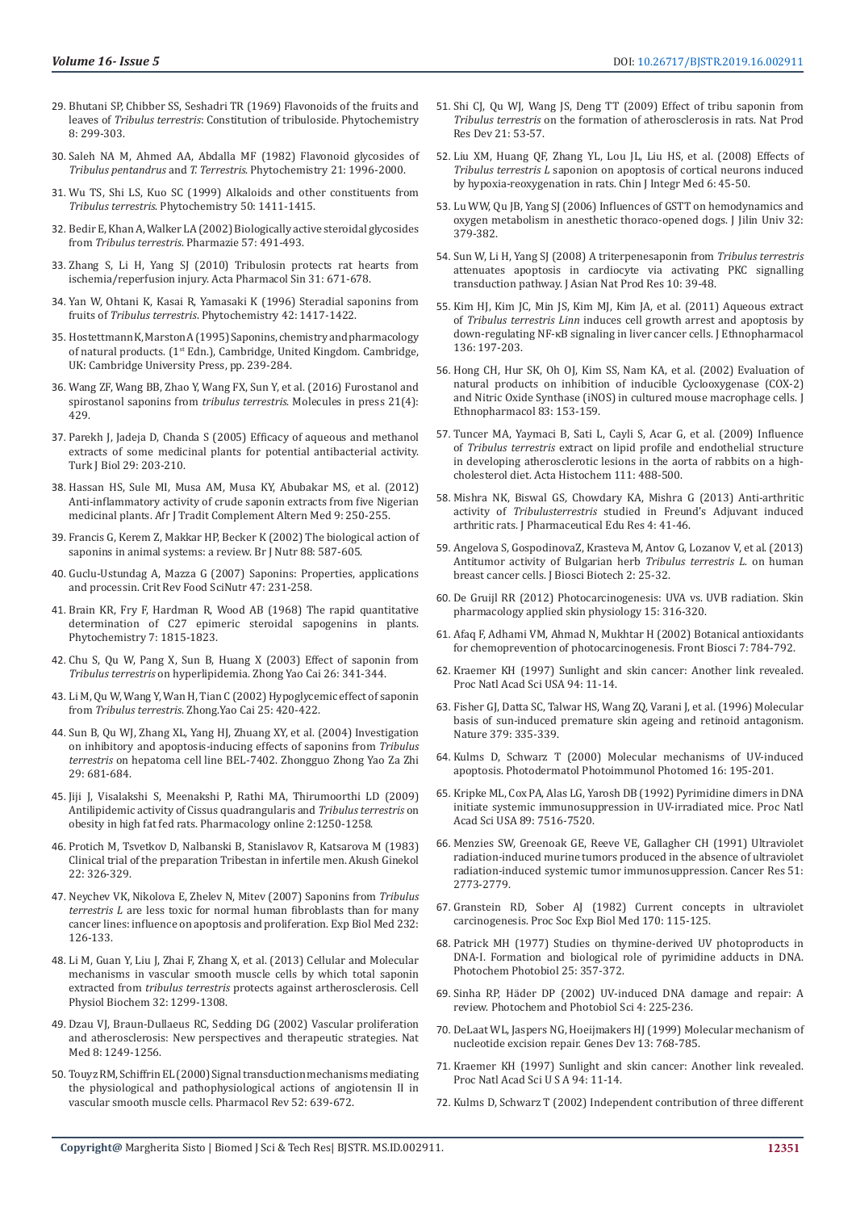29. Bhutani SP, Chibber SS, Seshadri TR (1969) Flavonoids of the fruits and leaves of *Tribulus terrestris*: Constitution of tribuloside. Phytochemistry 8: 299-303.
30. Saleh NA M, Ahmed AA, Abdalla MF (1982) Flavonoid glycosides of *Tribulus pentandrus* and *T. Terrestris*. Phytochemistry 21: 1996-2000.
31. Wu TS, Shi LS, Kuo SC (1999) Alkaloids and other constituents from *Tribulus terrestris*. Phytochemistry 50: 1411-1415.
32. Bedir E, Khan A, Walker LA (2002) Biologically active steroidal glycosides from *Tribulus terrestris*. Pharmazie 57: 491-493.
33. Zhang S, Li H, Yang SJ (2010) Tribulosin protects rat hearts from ischemia/reperfusion injury. Acta Pharmacol Sin 31: 671-678.
34. Yan W, Ohtani K, Kasai R, Yamasaki K (1996) Steradial saponins from fruits of *Tribulus terrestris*. Phytochemistry 42: 1417-1422.
35. Hostettmann K, Marston A (1995) Saponins, chemistry and pharmacology of natural products. (1st Edn.), Cambridge, United Kingdom. Cambridge, UK: Cambridge University Press, pp. 239-284.
36. Wang ZF, Wang BB, Zhao Y, Wang FX, Sun Y, et al. (2016) Furostanol and spirostanol saponins from *tribulus terrestris*. Molecules in press 21(4): 429.
37. Parekh J, Jadeja D, Chanda S (2005) Efficacy of aqueous and methanol extracts of some medicinal plants for potential antibacterial activity. Turk J Biol 29: 203-210.
38. Hassan HS, Sule MI, Musa AM, Musa KY, Abubakar MS, et al. (2012) Anti-inflammatory activity of crude saponin extracts from five Nigerian medicinal plants. Afr J Tradit Complement Altern Med 9: 250-255.
39. Francis G, Kerem Z, Makkar HP, Becker K (2002) The biological action of saponins in animal systems: a review. Br J Nutr 88: 587-605.
40. Guclu-Ustundag A, Mazza G (2007) Saponins: Properties, applications and processin. Crit Rev Food SciNutr 47: 231-258.
41. Brain KR, Fry F, Hardman R, Wood AB (1968) The rapid quantitative determination of C27 epimeric steroidal sapogenins in plants. Phytochemistry 7: 1815-1823.
42. Chu S, Qu W, Pang X, Sun B, Huang X (2003) Effect of saponin from *Tribulus terrestris* on hyperlipidemia. Zhong Yao Cai 26: 341-344.
43. Li M, Qu W, Wang Y, Wan H, Tian C (2002) Hypoglycemic effect of saponin from *Tribulus terrestris*. Zhong.Yao Cai 25: 420-422.
44. Sun B, Qu WJ, Zhang XL, Yang HJ, Zhuang XY, et al. (2004) Investigation on inhibitory and apoptosis-inducing effects of saponins from *Tribulus terrestris* on hepatoma cell line BEL-7402. Zhongguo Zhong Yao Za Zhi 29: 681-684.
45. Jiji J, Visalakshi S, Meenakshi P, Rathi MA, Thirumoorthi LD (2009) Antilipidemic activity of Cissus quadrangularis and *Tribulus terrestris* on obesity in high fat fed rats. Pharmacology online 2:1250-1258.
46. Protich M, Tsvetkov D, Nalbanski B, Stanislavov R, Katsarova M (1983) Clinical trial of the preparation Tribestan in infertile men. Akush Ginekol 22: 326-329.
47. Neychev VK, Nikolova E, Zhelev N, Mitev (2007) Saponins from *Tribulus terrestris L* are less toxic for normal human fibroblasts than for many cancer lines: influence on apoptosis and proliferation. Exp Biol Med 232: 126-133.
48. Li M, Guan Y, Liu J, Zhai F, Zhang X, et al. (2013) Cellular and Molecular mechanisms in vascular smooth muscle cells by which total saponin extracted from *tribulus terrestris* protects against artherosclerosis. Cell Physiol Biochem 32: 1299-1308.
49. Dzau VJ, Braun-Dullaeus RC, Sedding DG (2002) Vascular proliferation and atherosclerosis: New perspectives and therapeutic strategies. Nat Med 8: 1249-1256.
50. Touyz RM, Schiffrin EL (2000) Signal transduction mechanisms mediating the physiological and pathophysiological actions of angiotensin II in vascular smooth muscle cells. Pharmacol Rev 52: 639-672.
51. Shi CJ, Qu WJ, Wang JS, Deng TT (2009) Effect of tribu saponin from *Tribulus terrestris* on the formation of atherosclerosis in rats. Nat Prod Res Dev 21: 53-57.
52. Liu XM, Huang QF, Zhang YL, Lou JL, Liu HS, et al. (2008) Effects of *Tribulus terrestris L* saponion on apoptosis of cortical neurons induced by hypoxia-reoxygenation in rats. Chin J Integr Med 6: 45-50.
53. Lu WW, Qu JB, Yang SJ (2006) Influences of GSTT on hemodynamics and oxygen metabolism in anesthetic thoraco-opened dogs. J Jilin Univ 32: 379-382.
54. Sun W, Li H, Yang SJ (2008) A triterpenesaponin from *Tribulus terrestris* attenuates apoptosis in cardiocyte via activating PKC signalling transduction pathway. J Asian Nat Prod Res 10: 39-48.
55. Kim HJ, Kim JC, Min JS, Kim MJ, Kim JA, et al. (2011) Aqueous extract of *Tribulus terrestris Linn* induces cell growth arrest and apoptosis by down-regulating NF-κB signaling in liver cancer cells. J Ethnopharmacol 136: 197-203.
56. Hong CH, Hur SK, Oh OJ, Kim SS, Nam KA, et al. (2002) Evaluation of natural products on inhibition of inducible Cyclooxygenase (COX-2) and Nitric Oxide Synthase (iNOS) in cultured mouse macrophage cells. J Ethnopharmacol 83: 153-159.
57. Tuncer MA, Yaymaci B, Sati L, Cayli S, Acar G, et al. (2009) Influence of *Tribulus terrestris* extract on lipid profile and endothelial structure in developing atherosclerotic lesions in the aorta of rabbits on a high-cholesterol diet. Acta Histochem 111: 488-500.
58. Mishra NK, Biswal GS, Chowdary KA, Mishra G (2013) Anti-arthritic activity of *Tribulusterrestris* studied in Freund's Adjuvant induced arthritic rats. J Pharmaceutical Edu Res 4: 41-46.
59. Angelova S, GospodinovaZ, Krasteva M, Antov G, Lozanov V, et al. (2013) Antitumor activity of Bulgarian herb *Tribulus terrestris L.* on human breast cancer cells. J Biosci Biotech 2: 25-32.
60. De Gruijl RR (2012) Photocarcinogenesis: UVA vs. UVB radiation. Skin pharmacology applied skin physiology 15: 316-320.
61. Afaq F, Adhami VM, Ahmad N, Mukhtar H (2002) Botanical antioxidants for chemoprevention of photocarcinogenesis. Front Biosci 7: 784-792.
62. Kraemer KH (1997) Sunlight and skin cancer: Another link revealed. Proc Natl Acad Sci USA 94: 11-14.
63. Fisher GJ, Datta SC, Talwar HS, Wang ZQ, Varani J, et al. (1996) Molecular basis of sun-induced premature skin ageing and retinoid antagonism. Nature 379: 335-339.
64. Kulms D, Schwarz T (2000) Molecular mechanisms of UV-induced apoptosis. Photodermatol Photoimmunol Photomed 16: 195-201.
65. Kripke ML, Cox PA, Alas LG, Yarosh DB (1992) Pyrimidine dimers in DNA initiate systemic immunosuppression in UV-irradiated mice. Proc Natl Acad Sci USA 89: 7516-7520.
66. Menzies SW, Greenoak GE, Reeve VE, Gallagher CH (1991) Ultraviolet radiation-induced murine tumors produced in the absence of ultraviolet radiation-induced systemic tumor immunosuppression. Cancer Res 51: 2773-2779.
67. Granstein RD, Sober AJ (1982) Current concepts in ultraviolet carcinogenesis. Proc Soc Exp Biol Med 170: 115-125.
68. Patrick MH (1977) Studies on thymine-derived UV photoproducts in DNA-I. Formation and biological role of pyrimidine adducts in DNA. Photochem Photobiol 25: 357-372.
69. Sinha RP, Häder DP (2002) UV-induced DNA damage and repair: A review. Photochem and Photobiol Sci 4: 225-236.
70. DeLaat WL, Jaspers NG, Hoeijmakers HJ (1999) Molecular mechanism of nucleotide excision repair. Genes Dev 13: 768-785.
71. Kraemer KH (1997) Sunlight and skin cancer: Another link revealed. Proc Natl Acad Sci U S A 94: 11-14.
72. Kulms D, Schwarz T (2002) Independent contribution of three different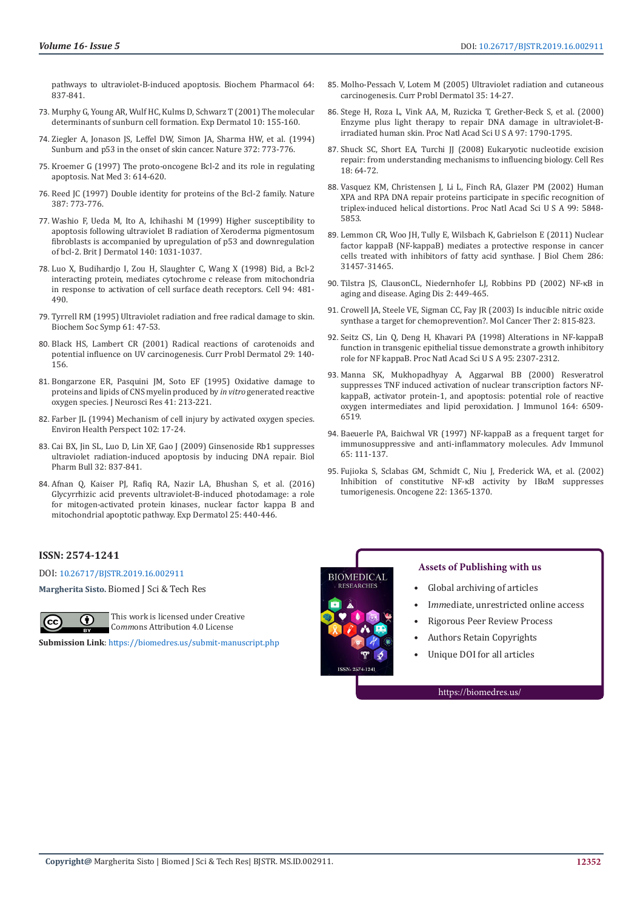pathways to ultraviolet-B-induced apoptosis. Biochem Pharmacol 64: 837-841.

73. Murphy G, Young AR, Wulf HC, Kulms D, Schwarz T (2001) The molecular determinants of sunburn cell formation. Exp Dermatol 10: 155-160.
74. Ziegler A, Jonason JS, Leffel DW, Simon JA, Sharma HW, et al. (1994) Sunburn and p53 in the onset of skin cancer. Nature 372: 773-776.
75. Kroemer G (1997) The proto-oncogene Bcl-2 and its role in regulating apoptosis. Nat Med 3: 614-620.
76. Reed JC (1997) Double identity for proteins of the Bcl-2 family. Nature 387: 773-776.
77. Washio F, Ueda M, Ito A, Ichihashi M (1999) Higher susceptibility to apoptosis following ultraviolet B radiation of Xeroderma pigmentosum fibroblasts is accompanied by upregulation of p53 and downregulation of bcl-2. Brit J Dermatol 140: 1031-1037.
78. Luo X, Budihardjo I, Zou H, Slaughter C, Wang X (1998) Bid, a Bcl-2 interacting protein, mediates cytochrome c release from mitochondria in response to activation of cell surface death receptors. Cell 94: 481-490.
79. Tyrrell RM (1995) Ultraviolet radiation and free radical damage to skin. Biochem Soc Symp 61: 47-53.
80. Black HS, Lambert CR (2001) Radical reactions of carotenoids and potential influence on UV carcinogenesis. Curr Probl Dermatol 29: 140-156.
81. Bongarzone ER, Pasquini JM, Soto EF (1995) Oxidative damage to proteins and lipids of CNS myelin produced by *in vitro* generated reactive oxygen species. J Neurosci Res 41: 213-221.
82. Farber JL (1994) Mechanism of cell injury by activated oxygen species. Environ Health Perspect 102: 17-24.
83. Cai BX, Jin SL, Luo D, Lin XF, Gao J (2009) Ginsenoside Rb1 suppresses ultraviolet radiation-induced apoptosis by inducing DNA repair. Biol Pharm Bull 32: 837-841.
84. Afnan Q, Kaiser PJ, Rafiq RA, Nazir LA, Bhushan S, et al. (2016) Glycyrrhizic acid prevents ultraviolet-B-induced photodamage: a role for mitogen-activated protein kinases, nuclear factor kappa B and mitochondrial apoptotic pathway. Exp Dermatol 25: 440-446.
85. Molho-Pessach V, Lotem M (2005) Ultraviolet radiation and cutaneous carcinogenesis. Curr Probl Dermatol 35: 14-27.
86. Stege H, Roza L, Vink AA, M, Ruzicka T, Grether-Beck S, et al. (2000) Enzyme plus light therapy to repair DNA damage in ultraviolet-B-irradiated human skin. Proc Natl Acad Sci U S A 97: 1790-1795.
87. Shuck SC, Short EA, Turchi JJ (2008) Eukaryotic nucleotide excision repair: from understanding mechanisms to influencing biology. Cell Res 18: 64-72.
88. Vasquez KM, Christensen J, Li L, Finch RA, Glazer PM (2002) Human XPA and RPA DNA repair proteins participate in specific recognition of triplex-induced helical distortions. Proc Natl Acad Sci U S A 99: 5848-5853.
89. Lemmon CR, Woo JH, Tully E, Wilsbach K, Gabrielson E (2011) Nuclear factor kappaB (NF-kappaB) mediates a protective response in cancer cells treated with inhibitors of fatty acid synthase. J Biol Chem 286: 31457-31465.
90. Tilstra JS, ClausonCL, Niedernhofer LJ, Robbins PD (2002) NF-κB in aging and disease. Aging Dis 2: 449-465.
91. Crowell JA, Steele VE, Sigman CC, Fay JR (2003) Is inducible nitric oxide synthase a target for chemoprevention?. Mol Cancer Ther 2: 815-823.
92. Seitz CS, Lin Q, Deng H, Khavari PA (1998) Alterations in NF-kappaB function in transgenic epithelial tissue demonstrate a growth inhibitory role for NF kappaB. Proc Natl Acad Sci U S A 95: 2307-2312.
93. Manna SK, Mukhopadhyay A, Aggarwal BB (2000) Resveratrol suppresses TNF induced activation of nuclear transcription factors NF-kappaB, activator protein-1, and apoptosis: potential role of reactive oxygen intermediates and lipid peroxidation. J Immunol 164: 6509-6519.
94. Baeuerle PA, Baichwal VR (1997) NF-kappaB as a frequent target for immunosuppressive and anti-inflammatory molecules. Adv Immunol 65: 111-137.
95. Fujioka S, Sclabas GM, Schmidt C, Niu J, Frederick WA, et al. (2002) Inhibition of constitutive NF-κB activity by IBαM suppresses tumorigenesis. Oncogene 22: 1365-1370.

**ISSN: 2574-1241**

DOI: 10.26717/BJSTR.2019.16.002911

**Margherita Sisto.** Biomed J Sci & Tech Res

This work is licensed under Creative Commons Attribution 4.0 License

**Submission Link**: https://biomedres.us/submit-manuscript.php

**Assets of Publishing with us**

- Global archiving of articles
- Immediate, unrestricted online access
- Rigorous Peer Review Process
- Authors Retain Copyrights
- Unique DOI for all articles

https://biomedres.us/